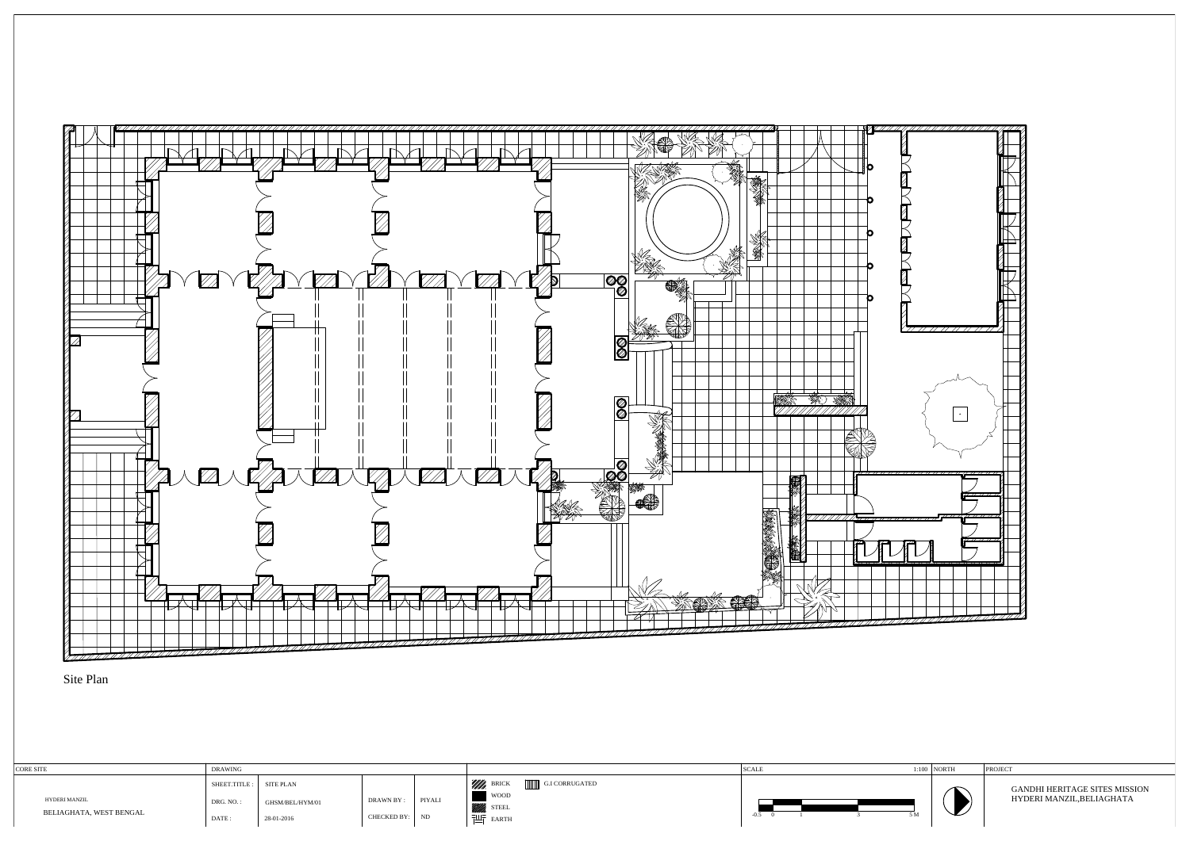Site Plan

| CORE SITE | DRAWING | | | | | SCALE 1:100 | NORTH | PROJECT |
|---|---|---|---|---|---|---|---|---|
| HYDERI MANZIL<br>BELIAGHATA, WEST BENGAL | SHEET.TITLE : | SITE PLAN | DRAWN BY : | PIYALI | BRICK<br>WOOD<br>STEEL<br>EARTH<br>G.I CORRUGATED | -0.5 0 1 3 5 M | | GANDHI HERITAGE SITES MISSION<br>HYDERI MANZIL,BELIAGHATA |
| | DRG. NO. : | GHSM/BEL/HYM/01 | CHECKED BY: | ND | | | | |
| | DATE : | 28-01-2016 | | | | | | |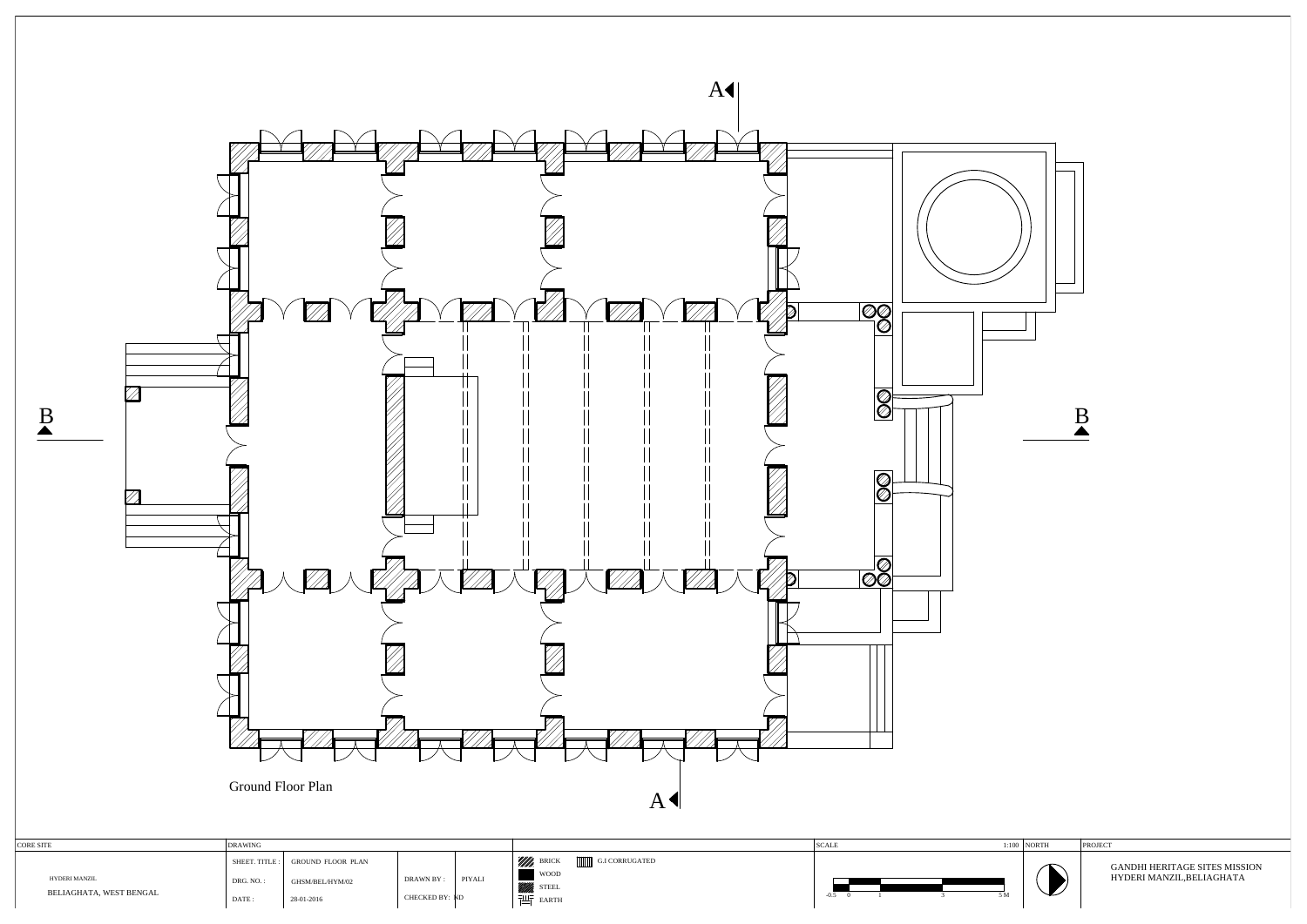A

B

B

A

Ground Floor Plan

| CORE SITE | DRAWING | | | | | SCALE | 1:100 | NORTH | PROJECT |
|---|---|---|---|---|---|---|---|---|---|
| HYDERI MANZIL<br>BELIAGHATA, WEST BENGAL | SHEET. TITLE : | GROUND FLOOR PLAN | DRAWN BY : | PIYALI | BRICK<br>WOOD<br>STEEL<br>EARTH<br>G.I CORRUGATED | -0.5 0 1 3 5 M | | | GANDHI HERITAGE SITES MISSION<br>HYDERI MANZIL,BELIAGHATA |
| | DRG. NO. : | GHSM/BEL/HYM/02 | CHECKED BY: | ND | | | | | |
| | DATE : | 28-01-2016 | | | | | | | |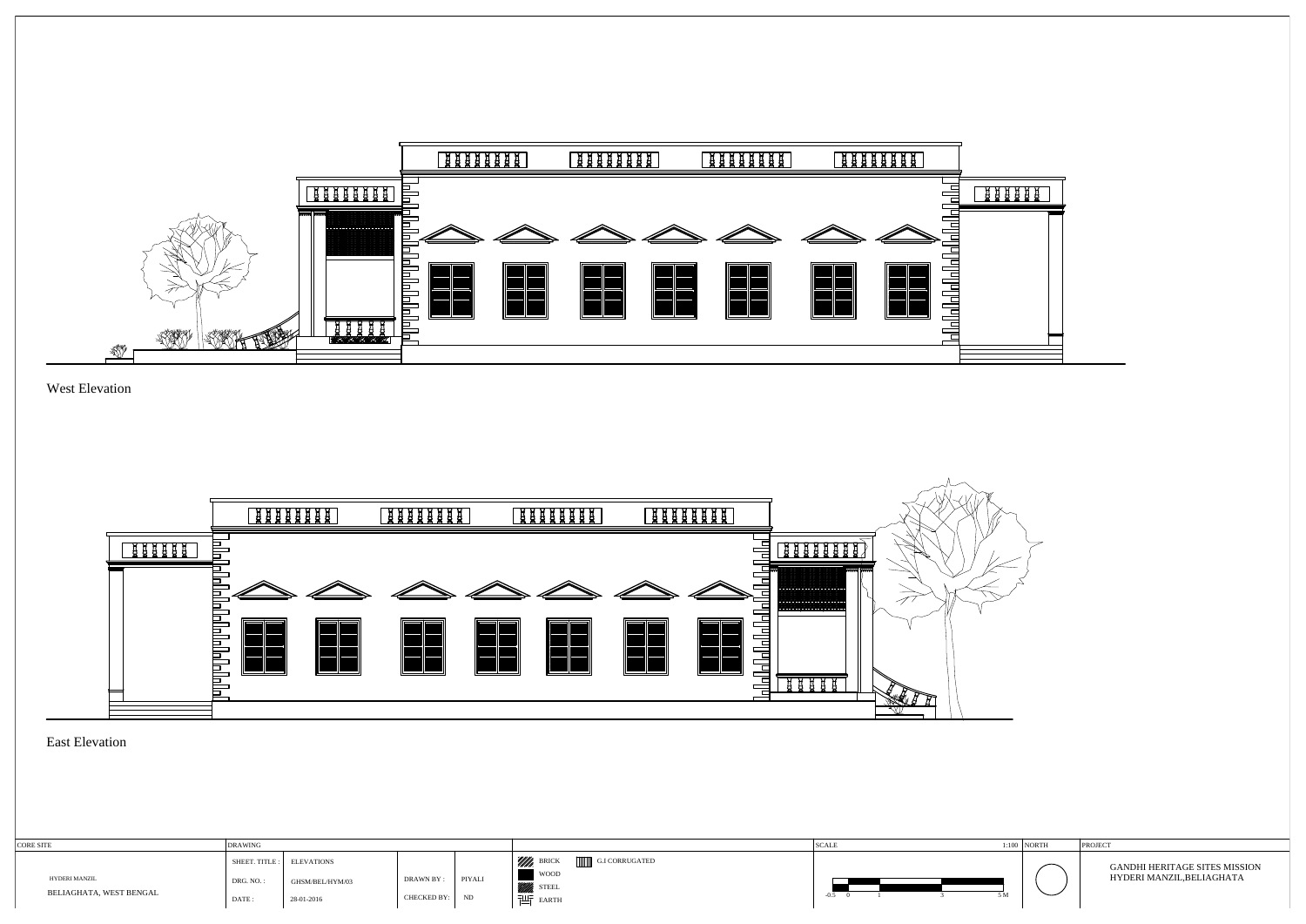West Elevation

East Elevation

| CORE SITE | DRAWING | | | | | SCALE 1:100 | NORTH | PROJECT |
|---|---|---|---|---|---|---|---|---|
| HYDERI MANZIL<br>BELIAGHATA, WEST BENGAL | SHEET. TITLE : | ELEVATIONS | | | BRICK / G.I CORRUGATED / WOOD / STEEL / EARTH | -0.5 0 1 3 5 M | | GANDHI HERITAGE SITES MISSION<br>HYDERI MANZIL,BELIAGHATA |
| | DRG. NO. : | GHSM/BEL/HYM/03 | DRAWN BY : | PIYALI | | | | |
| | DATE : | 28-01-2016 | CHECKED BY: | ND | | | | |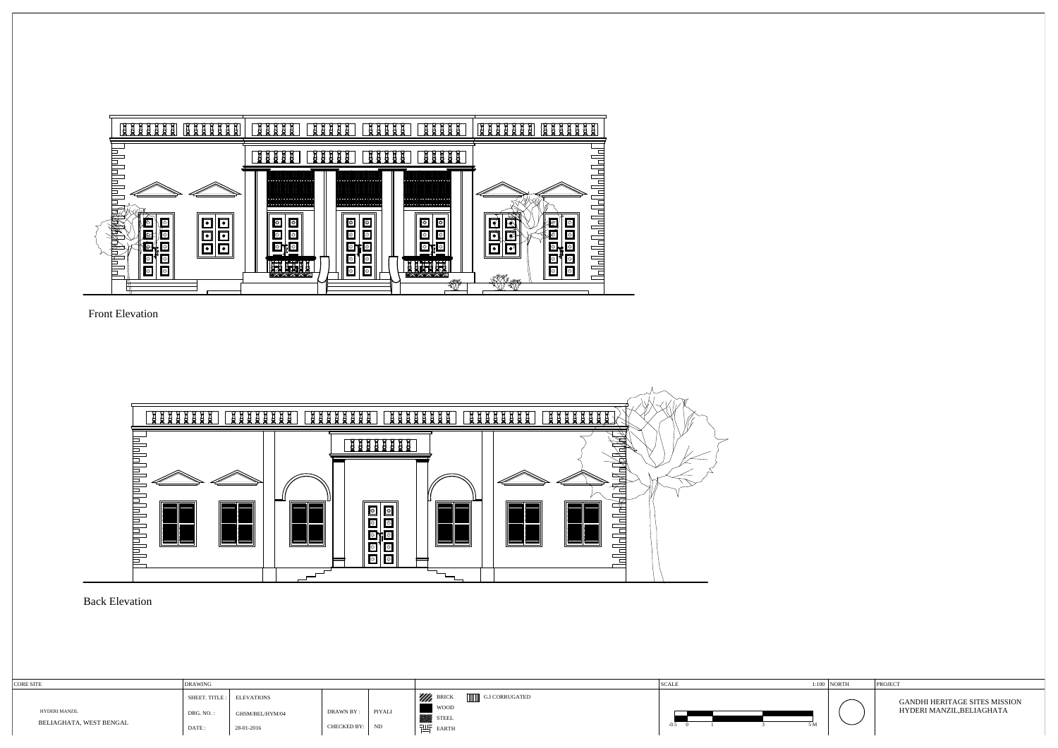Front Elevation

Back Elevation

| CORE SITE | DRAWING | | | | | SCALE | NORTH | PROJECT |
|---|---|---|---|---|---|---|---|---|
| HYDERI MANZIL | SHEET. TITLE : | ELEVATIONS | | | BRICK / G.I CORRUGATED / WOOD / STEEL / EARTH | 1:100 | | GANDHI HERITAGE SITES MISSION |
| BELIAGHATA, WEST BENGAL | DRG. NO. : | GHSM/BEL/HYM/04 | DRAWN BY : | PIYALI | | -0.5 0 1 3 5 M | | HYDERI MANZIL,BELIAGHATA |
| | DATE : | 28-01-2016 | CHECKED BY: | ND | | | | |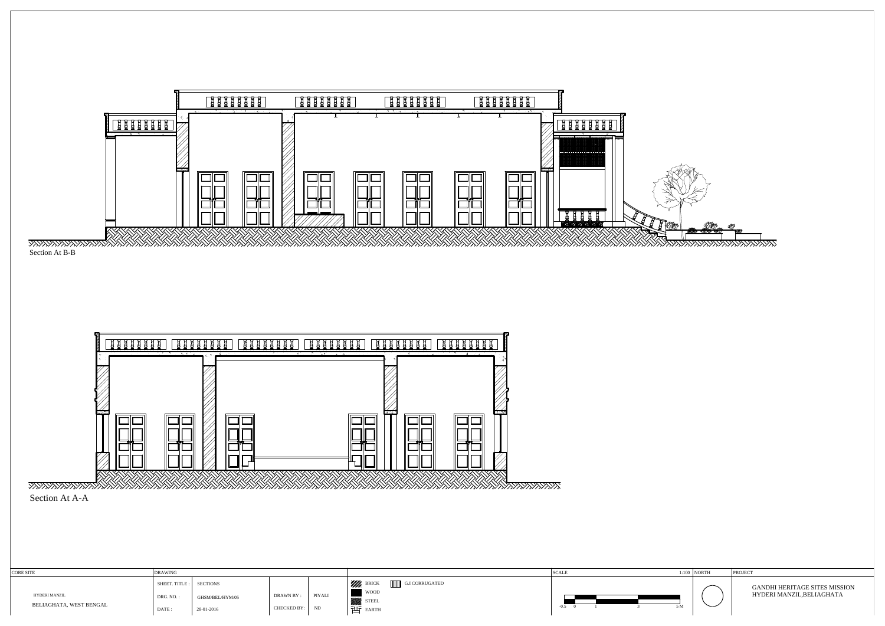Section At B-B

Section At A-A

| CORE SITE | DRAWING | | | | | SCALE 1:100 | NORTH | PROJECT |
|---|---|---|---|---|---|---|---|---|
| HYDERI MANZIL<br>BELIAGHATA, WEST BENGAL | SHEET. TITLE : | SECTIONS | | | BRICK / G.I CORRUGATED / WOOD / STEEL / EARTH | -0.5 0 1 3 5 M | | GANDHI HERITAGE SITES MISSION<br>HYDERI MANZIL,BELIAGHATA |
| | DRG. NO. : | GHSM/BEL/HYM/05 | DRAWN BY : | PIYALI | | | | |
| | DATE : | 28-01-2016 | CHECKED BY: | ND | | | | |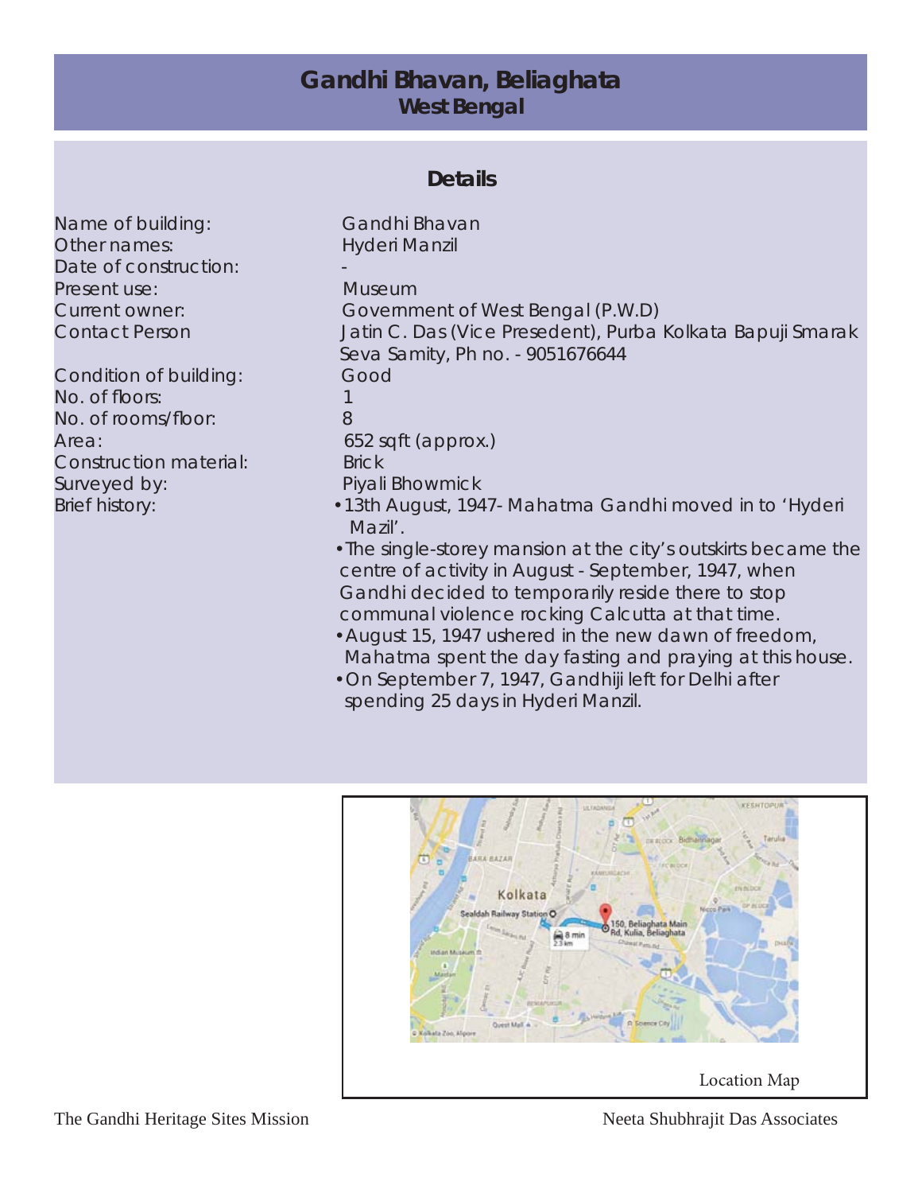# Gandhi Bhavan, Beliaghata
## West Bengal

### Details

| | |
|---|---|
| Name of building: | Gandhi Bhavan |
| Other names: | Hyderi Manzil |
| Date of construction: | - |
| Present use: | Museum |
| Current owner: | Government of West Bengal (P.W.D) |
| Contact Person | Jatin C. Das (Vice Presedent), Purba Kolkata Bapuji Smarak Seva Samity, Ph no. - 9051676644 |
| Condition of building: | Good |
| No. of floors: | 1 |
| No. of rooms/floor: | 8 |
| Area: | 652 sqft (approx.) |
| Construction material: | Brick |
| Surveyed by: | Piyali Bhowmick |

Brief history:

- 13th August, 1947- Mahatma Gandhi moved in to 'Hyderi Mazil'.
- The single-storey mansion at the city's outskirts became the centre of activity in August - September, 1947, when Gandhi decided to temporarily reside there to stop communal violence rocking Calcutta at that time.
- August 15, 1947 ushered in the new dawn of freedom, Mahatma spent the day fasting and praying at this house.
- On September 7, 1947, Gandhiji left for Delhi after spending 25 days in Hyderi Manzil.

Location Map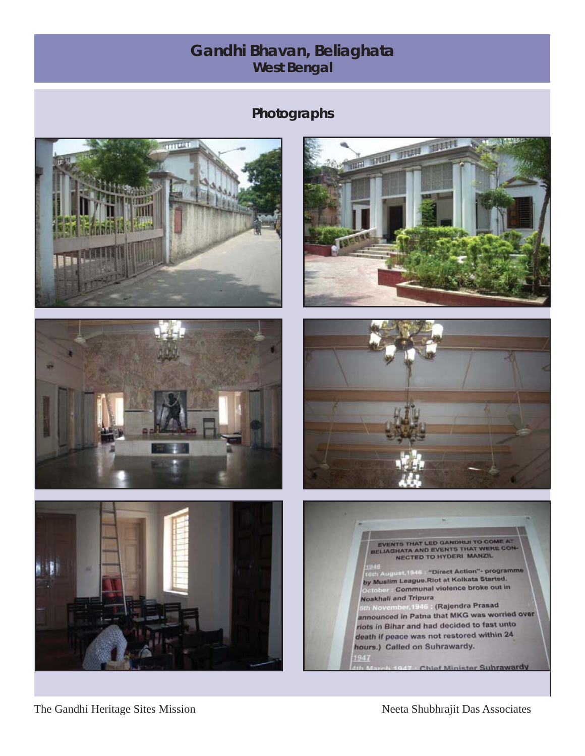# Gandhi Bhavan, Beliaghata
## West Bengal

### Photographs